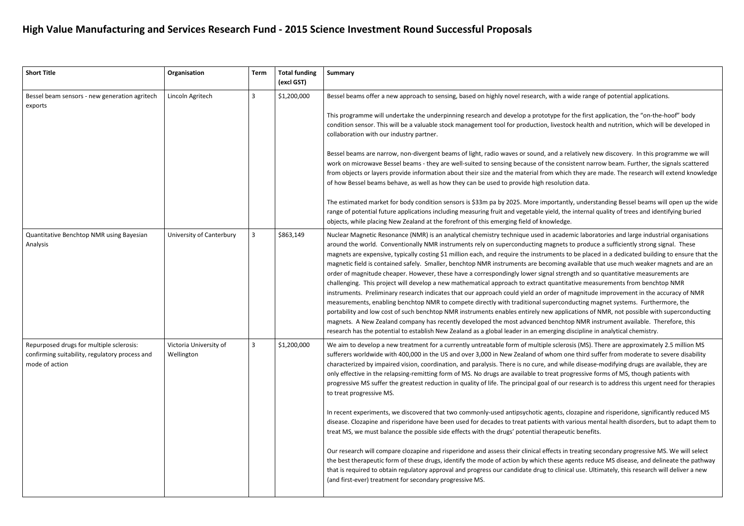# High Value Manufacturing and Services Research Fund - 2015 Science Investment Round Successful Proposals

| Short Title | Organisation | Term | Total funding (excl GST) | Summary |
|---|---|---|---|---|
| Bessel beam sensors - new generation agritech exports | Lincoln Agritech | 3 | $1,200,000 | Bessel beams offer a new approach to sensing, based on highly novel research, with a wide range of potential applications.<br><br>This programme will undertake the underpinning research and develop a prototype for the first application, the "on-the-hoof" body condition sensor. This will be a valuable stock management tool for production, livestock health and nutrition, which will be developed in collaboration with our industry partner.<br><br>Bessel beams are narrow, non-divergent beams of light, radio waves or sound, and a relatively new discovery. In this programme we will work on microwave Bessel beams - they are well-suited to sensing because of the consistent narrow beam. Further, the signals scattered from objects or layers provide information about their size and the material from which they are made. The research will extend knowledge of how Bessel beams behave, as well as how they can be used to provide high resolution data.<br><br>The estimated market for body condition sensors is $33m pa by 2025. More importantly, understanding Bessel beams will open up the wide range of potential future applications including measuring fruit and vegetable yield, the internal quality of trees and identifying buried objects, while placing New Zealand at the forefront of this emerging field of knowledge. |
| Quantitative Benchtop NMR using Bayesian Analysis | University of Canterbury | 3 | $863,149 | Nuclear Magnetic Resonance (NMR) is an analytical chemistry technique used in academic laboratories and large industrial organisations around the world. Conventionally NMR instruments rely on superconducting magnets to produce a sufficiently strong signal. These magnets are expensive, typically costing $1 million each, and require the instruments to be placed in a dedicated building to ensure that the magnetic field is contained safely. Smaller, benchtop NMR instruments are becoming available that use much weaker magnets and are an order of magnitude cheaper. However, these have a correspondingly lower signal strength and so quantitative measurements are challenging. This project will develop a new mathematical approach to extract quantitative measurements from benchtop NMR instruments. Preliminary research indicates that our approach could yield an order of magnitude improvement in the accuracy of NMR measurements, enabling benchtop NMR to compete directly with traditional superconducting magnet systems. Furthermore, the portability and low cost of such benchtop NMR instruments enables entirely new applications of NMR, not possible with superconducting magnets. A New Zealand company has recently developed the most advanced benchtop NMR instrument available. Therefore, this research has the potential to establish New Zealand as a global leader in an emerging discipline in analytical chemistry. |
| Repurposed drugs for multiple sclerosis: confirming suitability, regulatory process and mode of action | Victoria University of Wellington | 3 | $1,200,000 | We aim to develop a new treatment for a currently untreatable form of multiple sclerosis (MS). There are approximately 2.5 million MS sufferers worldwide with 400,000 in the US and over 3,000 in New Zealand of whom one third suffer from moderate to severe disability characterized by impaired vision, coordination, and paralysis. There is no cure, and while disease-modifying drugs are available, they are only effective in the relapsing-remitting form of MS. No drugs are available to treat progressive forms of MS, though patients with progressive MS suffer the greatest reduction in quality of life. The principal goal of our research is to address this urgent need for therapies to treat progressive MS.<br><br>In recent experiments, we discovered that two commonly-used antipsychotic agents, clozapine and risperidone, significantly reduced MS disease. Clozapine and risperidone have been used for decades to treat patients with various mental health disorders, but to adapt them to treat MS, we must balance the possible side effects with the drugs' potential therapeutic benefits.<br><br>Our research will compare clozapine and risperidone and assess their clinical effects in treating secondary progressive MS. We will select the best therapeutic form of these drugs, identify the mode of action by which these agents reduce MS disease, and delineate the pathway that is required to obtain regulatory approval and progress our candidate drug to clinical use. Ultimately, this research will deliver a new (and first-ever) treatment for secondary progressive MS. |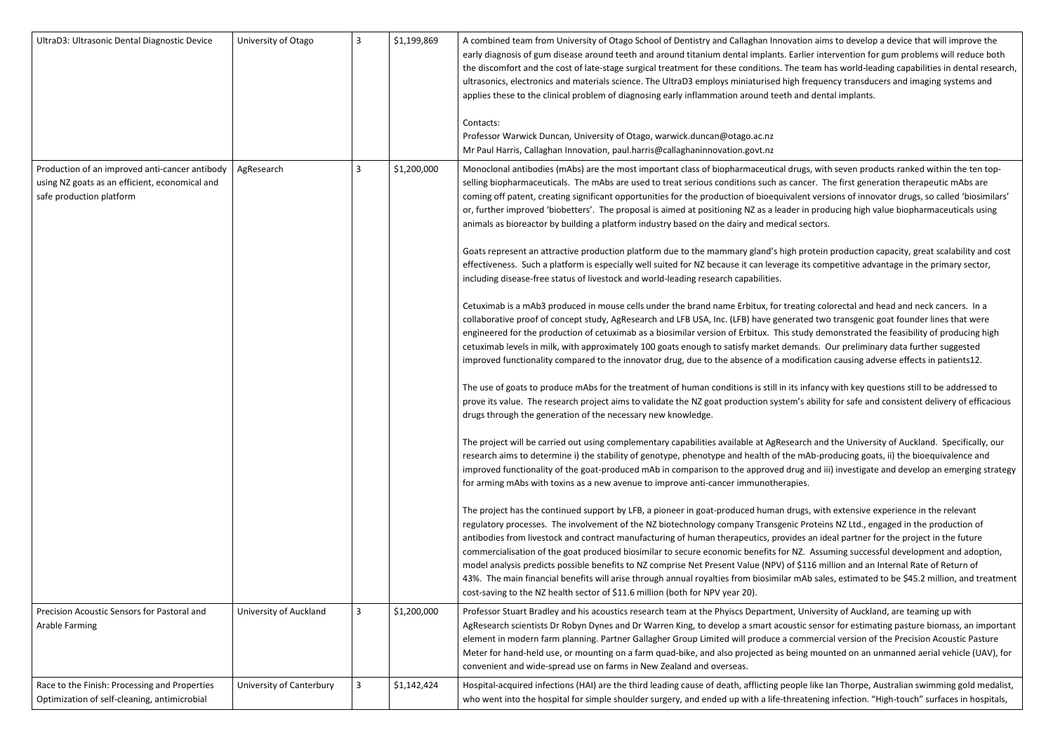| | | | | |
|---|---|---|---|---|
| UltraD3: Ultrasonic Dental Diagnostic Device | University of Otago | 3 | $1,199,869 | A combined team from University of Otago School of Dentistry and Callaghan Innovation aims to develop a device that will improve the early diagnosis of gum disease around teeth and around titanium dental implants. Earlier intervention for gum problems will reduce both the discomfort and the cost of late-stage surgical treatment for these conditions. The team has world-leading capabilities in dental research, ultrasonics, electronics and materials science. The UltraD3 employs miniaturised high frequency transducers and imaging systems and applies these to the clinical problem of diagnosing early inflammation around teeth and dental implants.<br><br>Contacts:<br>Professor Warwick Duncan, University of Otago, warwick.duncan@otago.ac.nz<br>Mr Paul Harris, Callaghan Innovation, paul.harris@callaghaninnovation.govt.nz |
| Production of an improved anti-cancer antibody using NZ goats as an efficient, economical and safe production platform | AgResearch | 3 | $1,200,000 | Monoclonal antibodies (mAbs) are the most important class of biopharmaceutical drugs, with seven products ranked within the ten top-selling biopharmaceuticals. The mAbs are used to treat serious conditions such as cancer. The first generation therapeutic mAbs are coming off patent, creating significant opportunities for the production of bioequivalent versions of innovator drugs, so called 'biosimilars' or, further improved 'biobetters'. The proposal is aimed at positioning NZ as a leader in producing high value biopharmaceuticals using animals as bioreactor by building a platform industry based on the dairy and medical sectors.<br><br>Goats represent an attractive production platform due to the mammary gland's high protein production capacity, great scalability and cost effectiveness. Such a platform is especially well suited for NZ because it can leverage its competitive advantage in the primary sector, including disease-free status of livestock and world-leading research capabilities.<br><br>Cetuximab is a mAb3 produced in mouse cells under the brand name Erbitux, for treating colorectal and head and neck cancers. In a collaborative proof of concept study, AgResearch and LFB USA, Inc. (LFB) have generated two transgenic goat founder lines that were engineered for the production of cetuximab as a biosimilar version of Erbitux. This study demonstrated the feasibility of producing high cetuximab levels in milk, with approximately 100 goats enough to satisfy market demands. Our preliminary data further suggested improved functionality compared to the innovator drug, due to the absence of a modification causing adverse effects in patients12.<br><br>The use of goats to produce mAbs for the treatment of human conditions is still in its infancy with key questions still to be addressed to prove its value. The research project aims to validate the NZ goat production system's ability for safe and consistent delivery of efficacious drugs through the generation of the necessary new knowledge.<br><br>The project will be carried out using complementary capabilities available at AgResearch and the University of Auckland. Specifically, our research aims to determine i) the stability of genotype, phenotype and health of the mAb-producing goats, ii) the bioequivalence and improved functionality of the goat-produced mAb in comparison to the approved drug and iii) investigate and develop an emerging strategy for arming mAbs with toxins as a new avenue to improve anti-cancer immunotherapies.<br><br>The project has the continued support by LFB, a pioneer in goat-produced human drugs, with extensive experience in the relevant regulatory processes. The involvement of the NZ biotechnology company Transgenic Proteins NZ Ltd., engaged in the production of antibodies from livestock and contract manufacturing of human therapeutics, provides an ideal partner for the project in the future commercialisation of the goat produced biosimilar to secure economic benefits for NZ. Assuming successful development and adoption, model analysis predicts possible benefits to NZ comprise Net Present Value (NPV) of $116 million and an Internal Rate of Return of 43%. The main financial benefits will arise through annual royalties from biosimilar mAb sales, estimated to be $45.2 million, and treatment cost-saving to the NZ health sector of $11.6 million (both for NPV year 20). |
| Precision Acoustic Sensors for Pastoral and Arable Farming | University of Auckland | 3 | $1,200,000 | Professor Stuart Bradley and his acoustics research team at the Phyiscs Department, University of Auckland, are teaming up with AgResearch scientists Dr Robyn Dynes and Dr Warren King, to develop a smart acoustic sensor for estimating pasture biomass, an important element in modern farm planning. Partner Gallagher Group Limited will produce a commercial version of the Precision Acoustic Pasture Meter for hand-held use, or mounting on a farm quad-bike, and also projected as being mounted on an unmanned aerial vehicle (UAV), for convenient and wide-spread use on farms in New Zealand and overseas. |
| Race to the Finish: Processing and Properties Optimization of self-cleaning, antimicrobial | University of Canterbury | 3 | $1,142,424 | Hospital-acquired infections (HAI) are the third leading cause of death, afflicting people like Ian Thorpe, Australian swimming gold medalist, who went into the hospital for simple shoulder surgery, and ended up with a life-threatening infection. "High-touch" surfaces in hospitals, |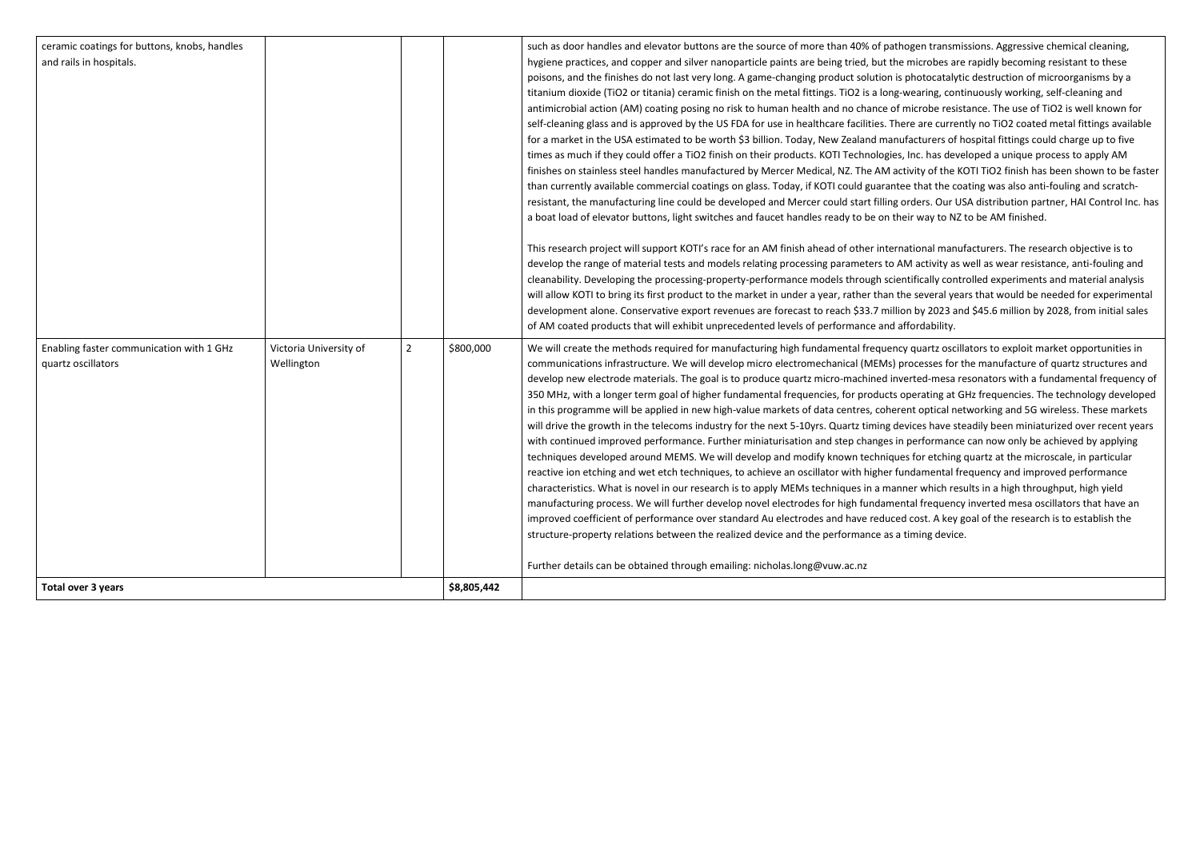| | | | | |
|---|---|---|---|---|
| ceramic coatings for buttons, knobs, handles and rails in hospitals. | | | | such as door handles and elevator buttons are the source of more than 40% of pathogen transmissions. Aggressive chemical cleaning, hygiene practices, and copper and silver nanoparticle paints are being tried, but the microbes are rapidly becoming resistant to these poisons, and the finishes do not last very long. A game-changing product solution is photocatalytic destruction of microorganisms by a titanium dioxide ($TiO_2$ or titania) ceramic finish on the metal fittings. $TiO_2$ is a long-wearing, continuously working, self-cleaning and antimicrobial action (AM) coating posing no risk to human health and no chance of microbe resistance. The use of $TiO_2$ is well known for self-cleaning glass and is approved by the US FDA for use in healthcare facilities. There are currently no $TiO_2$ coated metal fittings available for a market in the USA estimated to be worth \$3 billion. Today, New Zealand manufacturers of hospital fittings could charge up to five times as much if they could offer a $TiO_2$ finish on their products. KOTI Technologies, Inc. has developed a unique process to apply AM finishes on stainless steel handles manufactured by Mercer Medical, NZ. The AM activity of the KOTI $TiO_2$ finish has been shown to be faster than currently available commercial coatings on glass. Today, if KOTI could guarantee that the coating was also anti-fouling and scratch-resistant, the manufacturing line could be developed and Mercer could start filling orders. Our USA distribution partner, HAI Control Inc. has a boat load of elevator buttons, light switches and faucet handles ready to be on their way to NZ to be AM finished.<br><br>This research project will support KOTI's race for an AM finish ahead of other international manufacturers. The research objective is to develop the range of material tests and models relating processing parameters to AM activity as well as wear resistance, anti-fouling and cleanability. Developing the processing-property-performance models through scientifically controlled experiments and material analysis will allow KOTI to bring its first product to the market in under a year, rather than the several years that would be needed for experimental development alone. Conservative export revenues are forecast to reach \$33.7 million by 2023 and \$45.6 million by 2028, from initial sales of AM coated products that will exhibit unprecedented levels of performance and affordability. |
| Enabling faster communication with 1 GHz quartz oscillators | Victoria University of Wellington | 2 | \$800,000 | We will create the methods required for manufacturing high fundamental frequency quartz oscillators to exploit market opportunities in communications infrastructure. We will develop micro electromechanical (MEMs) processes for the manufacture of quartz structures and develop new electrode materials. The goal is to produce quartz micro-machined inverted-mesa resonators with a fundamental frequency of 350 MHz, with a longer term goal of higher fundamental frequencies, for products operating at GHz frequencies. The technology developed in this programme will be applied in new high-value markets of data centres, coherent optical networking and 5G wireless. These markets will drive the growth in the telecoms industry for the next 5-10yrs. Quartz timing devices have steadily been miniaturized over recent years with continued improved performance. Further miniaturisation and step changes in performance can now only be achieved by applying techniques developed around MEMS. We will develop and modify known techniques for etching quartz at the microscale, in particular reactive ion etching and wet etch techniques, to achieve an oscillator with higher fundamental frequency and improved performance characteristics. What is novel in our research is to apply MEMs techniques in a manner which results in a high throughput, high yield manufacturing process. We will further develop novel electrodes for high fundamental frequency inverted mesa oscillators that have an improved coefficient of performance over standard Au electrodes and have reduced cost. A key goal of the research is to establish the structure-property relations between the realized device and the performance as a timing device.<br><br>Further details can be obtained through emailing: nicholas.long@vuw.ac.nz |
| **Total over 3 years** | | | \$8,805,442 | |